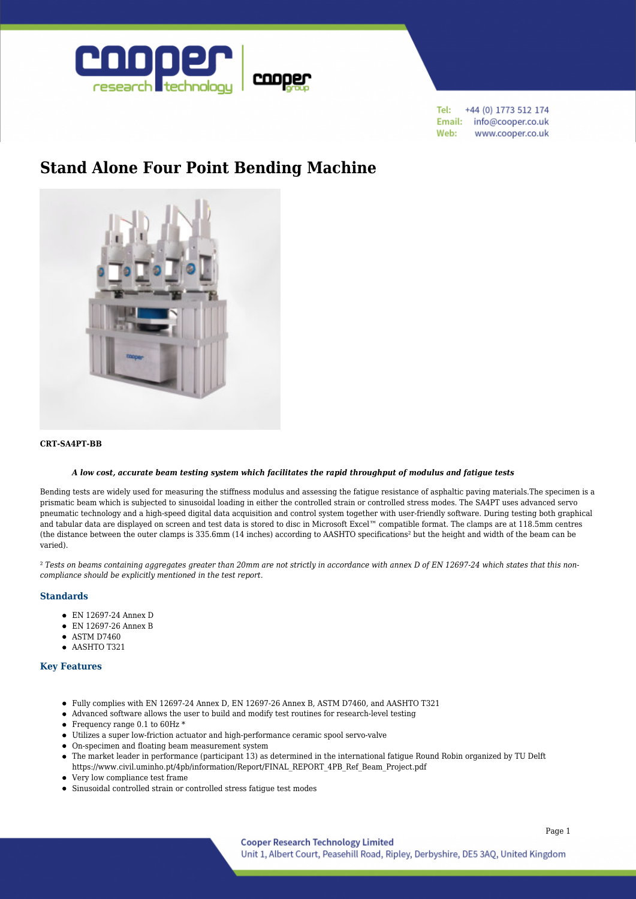Tel: +44 (0) 1773 512 174
Email: info@cooper.co.uk
Web: www.cooper.co.uk

# Stand Alone Four Point Bending Machine

**CRT-SA4PT-BB**

***A low cost, accurate beam testing system which facilitates the rapid throughput of modulus and fatigue tests***

Bending tests are widely used for measuring the stiffness modulus and assessing the fatigue resistance of asphaltic paving materials.The specimen is a prismatic beam which is subjected to sinusoidal loading in either the controlled strain or controlled stress modes. The SA4PT uses advanced servo pneumatic technology and a high-speed digital data acquisition and control system together with user-friendly software. During testing both graphical and tabular data are displayed on screen and test data is stored to disc in Microsoft Excel™ compatible format. The clamps are at 118.5mm centres (the distance between the outer clamps is 335.6mm (14 inches) according to AASHTO specifications[2] but the height and width of the beam can be varied).

*[2] Tests on beams containing aggregates greater than 20mm are not strictly in accordance with annex D of EN 12697-24 which states that this non-compliance should be explicitly mentioned in the test report.*

### Standards

- EN 12697-24 Annex D
- EN 12697-26 Annex B
- ASTM D7460
- AASHTO T321

### Key Features

- Fully complies with EN 12697-24 Annex D, EN 12697-26 Annex B, ASTM D7460, and AASHTO T321
- Advanced software allows the user to build and modify test routines for research-level testing
- Frequency range 0.1 to 60Hz *
- Utilizes a super low-friction actuator and high-performance ceramic spool servo-valve
- On-specimen and floating beam measurement system
- The market leader in performance (participant 13) as determined in the international fatigue Round Robin organized by TU Delft https://www.civil.uminho.pt/4pb/information/Report/FINAL_REPORT_4PB_Ref_Beam_Project.pdf
- Very low compliance test frame
- Sinusoidal controlled strain or controlled stress fatigue test modes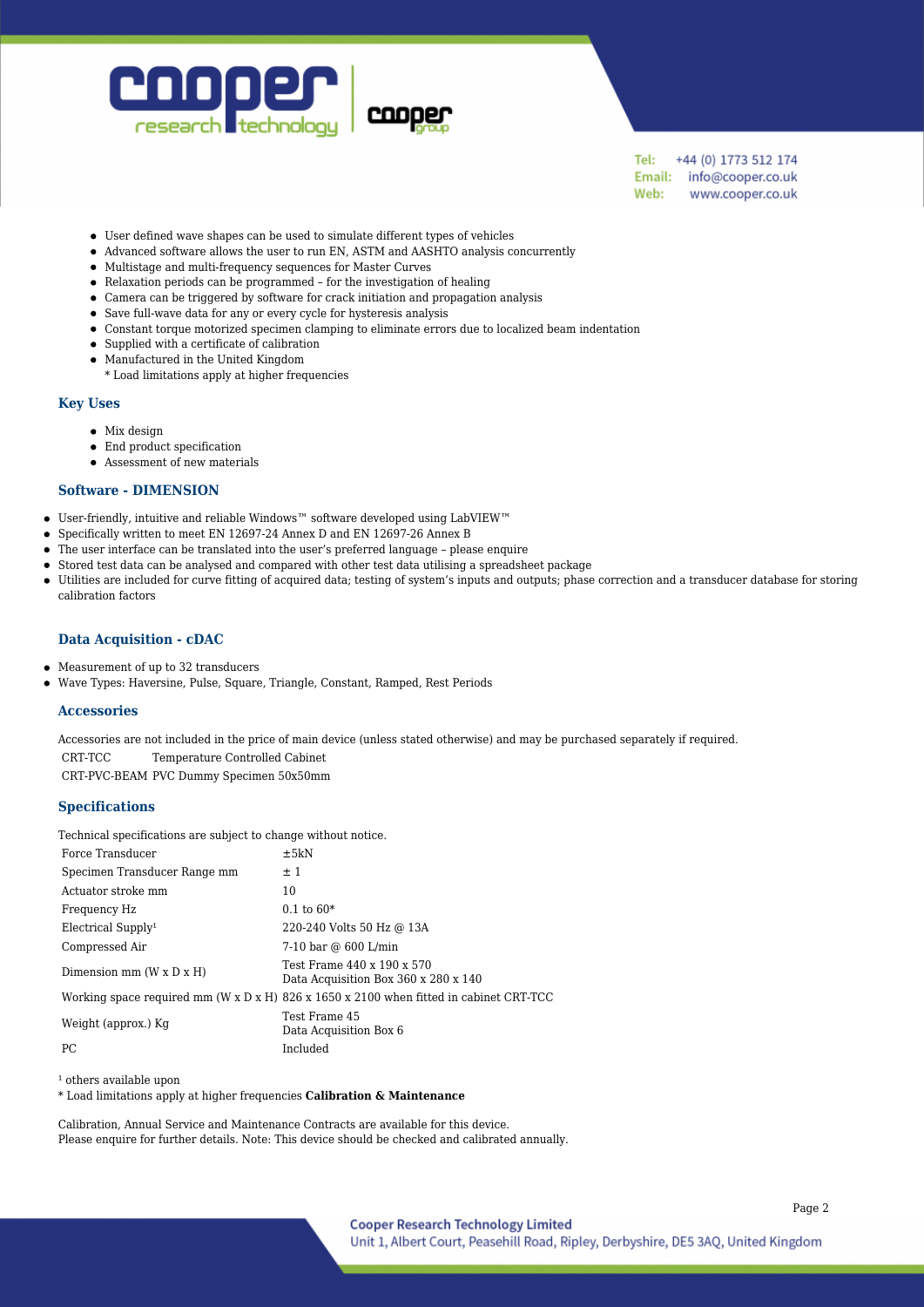- User defined wave shapes can be used to simulate different types of vehicles
- Advanced software allows the user to run EN, ASTM and AASHTO analysis concurrently
- Multistage and multi-frequency sequences for Master Curves
- Relaxation periods can be programmed – for the investigation of healing
- Camera can be triggered by software for crack initiation and propagation analysis
- Save full-wave data for any or every cycle for hysteresis analysis
- Constant torque motorized specimen clamping to eliminate errors due to localized beam indentation
- Supplied with a certificate of calibration
- Manufactured in the United Kingdom

  * Load limitations apply at higher frequencies

### Key Uses

- Mix design
- End product specification
- Assessment of new materials

### Software - DIMENSION

- User-friendly, intuitive and reliable Windows™ software developed using LabVIEW™
- Specifically written to meet EN 12697-24 Annex D and EN 12697-26 Annex B
- The user interface can be translated into the user's preferred language – please enquire
- Stored test data can be analysed and compared with other test data utilising a spreadsheet package
- Utilities are included for curve fitting of acquired data; testing of system's inputs and outputs; phase correction and a transducer database for storing calibration factors

### Data Acquisition - cDAC

- Measurement of up to 32 transducers
- Wave Types: Haversine, Pulse, Square, Triangle, Constant, Ramped, Rest Periods

### Accessories

Accessories are not included in the price of main device (unless stated otherwise) and may be purchased separately if required.

| | |
|---|---|
| CRT-TCC | Temperature Controlled Cabinet |
| CRT-PVC-BEAM | PVC Dummy Specimen 50x50mm |

### Specifications

Technical specifications are subject to change without notice.

| | |
|---|---|
| Force Transducer | ±5kN |
| Specimen Transducer Range mm | ± 1 |
| Actuator stroke mm | 10 |
| Frequency Hz | 0.1 to 60* |
| Electrical Supply[1] | 220-240 Volts 50 Hz @ 13A |
| Compressed Air | 7-10 bar @ 600 L/min |
| Dimension mm (W x D x H) | Test Frame 440 x 190 x 570<br>Data Acquisition Box 360 x 280 x 140 |
| Working space required mm (W x D x H) | 826 x 1650 x 2100 when fitted in cabinet CRT-TCC |
| Weight (approx.) Kg | Test Frame 45<br>Data Acquisition Box 6 |
| PC | Included |

[1] others available upon

* Load limitations apply at higher frequencies **Calibration & Maintenance**

Calibration, Annual Service and Maintenance Contracts are available for this device.
Please enquire for further details. Note: This device should be checked and calibrated annually.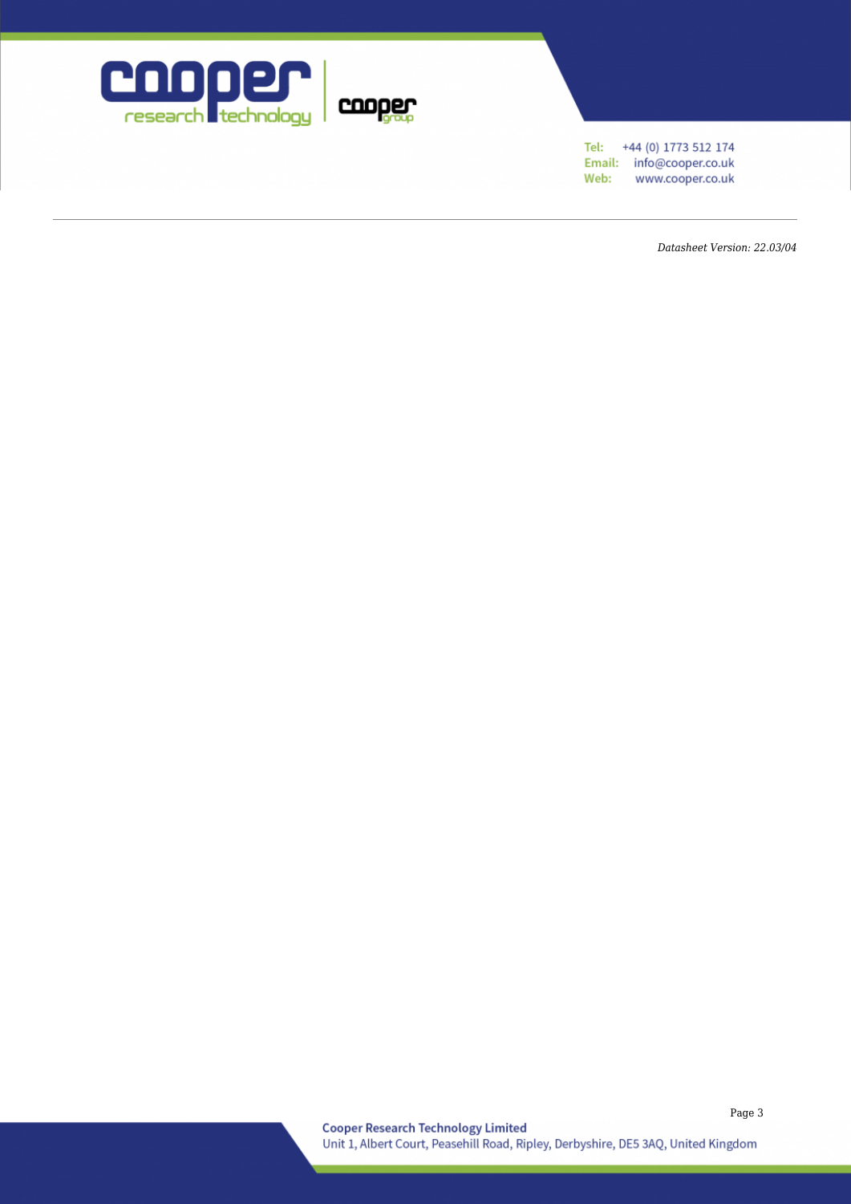*Datasheet Version: 22.03/04*